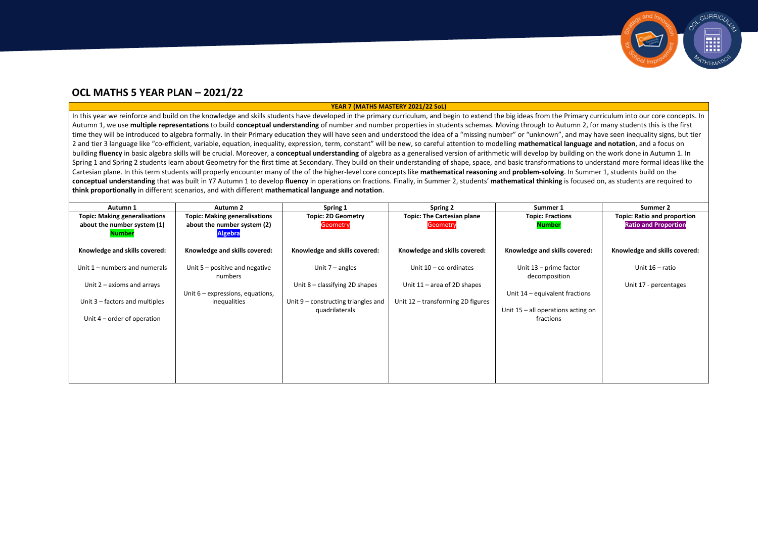# OCL MATHS 5 YEAR PLAN – 2021/22

## YEAR 7 (MATHS MASTERY 2021/22 SoL)

In this year we reinforce and build on the knowledge and skills students have developed in the primary curriculum, and begin to extend the big ideas from the Primary curriculum into our core concepts. In Autumn 1, we use **multiple representations** to build **conceptual understanding** of number and number properties in students schemas. Moving through to Autumn 2, for many students this is the first time they will be introduced to algebra formally. In their Primary education they will have seen and understood the idea of a "missing number" or "unknown", and may have seen inequality signs, but tier 2 and tier 3 language like "co-efficient, variable, equation, inequality, expression, term, constant" will be new, so careful attention to modelling **mathematical language and notation**, and a focus on building **fluency** in basic algebra skills will be crucial. Moreover, a **conceptual understanding** of algebra as a generalised version of arithmetic will develop by building on the work done in Autumn 1. In Spring 1 and Spring 2 students learn about Geometry for the first time at Secondary. They build on their understanding of shape, space, and basic transformations to understand more formal ideas like the Cartesian plane. In this term students will properly encounter many of the of the higher-level core concepts like **mathematical reasoning** and **problem-solving**. In Summer 1, students build on the **conceptual understanding** that was built in Y7 Autumn 1 to develop **fluency** in operations on fractions. Finally, in Summer 2, students' **mathematical thinking** is focused on, as students are required to **think proportionally** in different scenarios, and with different **mathematical language and notation**.

| Autumn 1 | Autumn 2 | Spring 1 | Spring 2 | Summer 1 | Summer 2 |
|---|---|---|---|---|---|
| **Topic: Making generalisations about the number system (1)** **Number** | **Topic: Making generalisations about the number system (2)** **Algebra** | **Topic: 2D Geometry** Geometry | **Topic: The Cartesian plane** Geometry | **Topic: Fractions** **Number** | **Topic: Ratio and proportion** **Ratio and Proportion** |
| **Knowledge and skills covered:** | **Knowledge and skills covered:** | **Knowledge and skills covered:** | **Knowledge and skills covered:** | **Knowledge and skills covered:** | **Knowledge and skills covered:** |
| Unit 1 – numbers and numerals<br><br>Unit 2 – axioms and arrays<br><br>Unit 3 – factors and multiples<br><br>Unit 4 – order of operation | Unit 5 – positive and negative numbers<br><br>Unit 6 – expressions, equations, inequalities | Unit 7 – angles<br><br>Unit 8 – classifying 2D shapes<br><br>Unit 9 – constructing triangles and quadrilaterals | Unit 10 – co-ordinates<br><br>Unit 11 – area of 2D shapes<br><br>Unit 12 – transforming 2D figures | Unit 13 – prime factor decomposition<br><br>Unit 14 – equivalent fractions<br><br>Unit 15 – all operations acting on fractions | Unit 16 – ratio<br><br>Unit 17 - percentages |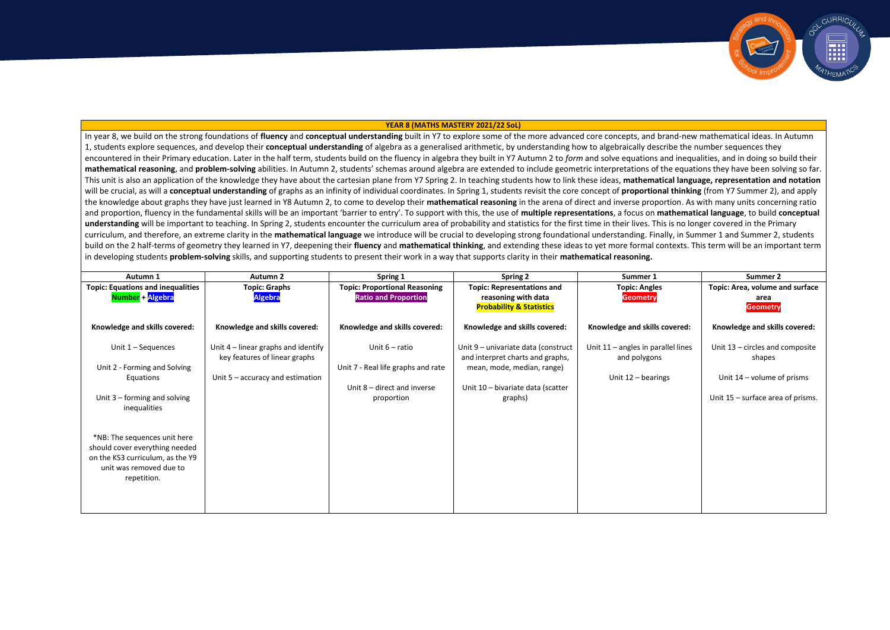**YEAR 8 (MATHS MASTERY 2021/22 SoL)**

In year 8, we build on the strong foundations of **fluency** and **conceptual understanding** built in Y7 to explore some of the more advanced core concepts, and brand-new mathematical ideas. In Autumn 1, students explore sequences, and develop their **conceptual understanding** of algebra as a generalised arithmetic, by understanding how to algebraically describe the number sequences they encountered in their Primary education. Later in the half term, students build on the fluency in algebra they built in Y7 Autumn 2 to *form* and solve equations and inequalities, and in doing so build their **mathematical reasoning**, and **problem-solving** abilities. In Autumn 2, students' schemas around algebra are extended to include geometric interpretations of the equations they have been solving so far. This unit is also an application of the knowledge they have about the cartesian plane from Y7 Spring 2. In teaching students how to link these ideas, **mathematical language, representation and notation** will be crucial, as will a **conceptual understanding** of graphs as an infinity of individual coordinates. In Spring 1, students revisit the core concept of **proportional thinking** (from Y7 Summer 2), and apply the knowledge about graphs they have just learned in Y8 Autumn 2, to come to develop their **mathematical reasoning** in the arena of direct and inverse proportion. As with many units concerning ratio and proportion, fluency in the fundamental skills will be an important 'barrier to entry'. To support with this, the use of **multiple representations**, a focus on **mathematical language**, to build **conceptual understanding** will be important to teaching. In Spring 2, students encounter the curriculum area of probability and statistics for the first time in their lives. This is no longer covered in the Primary curriculum, and therefore, an extreme clarity in the **mathematical language** we introduce will be crucial to developing strong foundational understanding. Finally, in Summer 1 and Summer 2, students build on the 2 half-terms of geometry they learned in Y7, deepening their **fluency** and **mathematical thinking**, and extending these ideas to yet more formal contexts. This term will be an important term in developing students **problem-solving** skills, and supporting students to present their work in a way that supports clarity in their **mathematical reasoning.**

| Autumn 1 | Autumn 2 | Spring 1 | Spring 2 | Summer 1 | Summer 2 |
|---|---|---|---|---|---|
| **Topic: Equations and inequalities** **Number + Algebra** | **Topic: Graphs** **Algebra** | **Topic: Proportional Reasoning** **Ratio and Proportion** | **Topic: Representations and reasoning with data** **Probability & Statistics** | **Topic: Angles** **Geometry** | **Topic: Area, volume and surface area** **Geometry** |
| **Knowledge and skills covered:** | **Knowledge and skills covered:** | **Knowledge and skills covered:** | **Knowledge and skills covered:** | **Knowledge and skills covered:** | **Knowledge and skills covered:** |
| Unit 1 – Sequences<br><br>Unit 2 - Forming and Solving Equations<br><br>Unit 3 – forming and solving inequalities<br><br>*NB: The sequences unit here should cover everything needed on the KS3 curriculum, as the Y9 unit was removed due to repetition. | Unit 4 – linear graphs and identify key features of linear graphs<br><br>Unit 5 – accuracy and estimation | Unit 6 – ratio<br><br>Unit 7 - Real life graphs and rate<br><br>Unit 8 – direct and inverse proportion | Unit 9 – univariate data (construct and interpret charts and graphs, mean, mode, median, range)<br><br>Unit 10 – bivariate data (scatter graphs) | Unit 11 – angles in parallel lines and polygons<br><br>Unit 12 – bearings | Unit 13 – circles and composite shapes<br><br>Unit 14 – volume of prisms<br><br>Unit 15 – surface area of prisms. |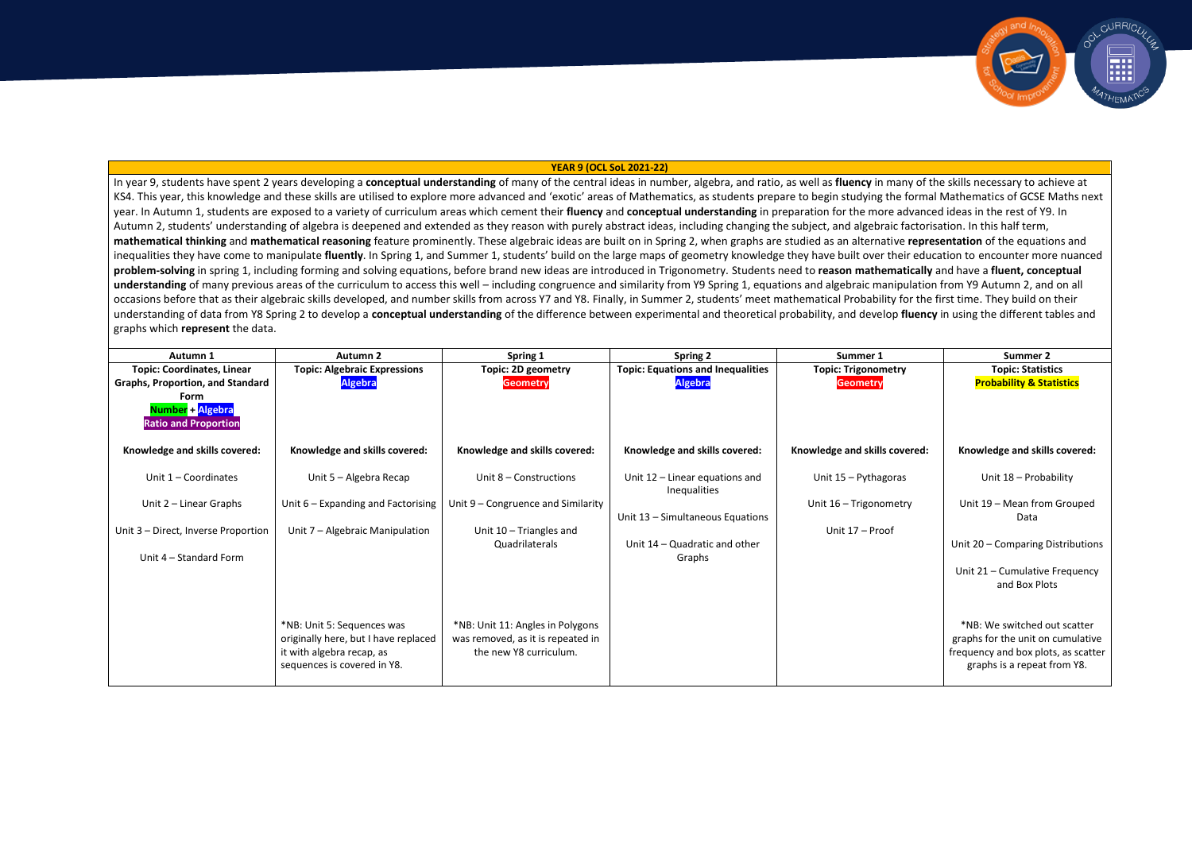## YEAR 9 (OCL SoL 2021-22)

In year 9, students have spent 2 years developing a **conceptual understanding** of many of the central ideas in number, algebra, and ratio, as well as **fluency** in many of the skills necessary to achieve at KS4. This year, this knowledge and these skills are utilised to explore more advanced and 'exotic' areas of Mathematics, as students prepare to begin studying the formal Mathematics of GCSE Maths next year. In Autumn 1, students are exposed to a variety of curriculum areas which cement their **fluency** and **conceptual understanding** in preparation for the more advanced ideas in the rest of Y9. In Autumn 2, students' understanding of algebra is deepened and extended as they reason with purely abstract ideas, including changing the subject, and algebraic factorisation. In this half term, **mathematical thinking** and **mathematical reasoning** feature prominently. These algebraic ideas are built on in Spring 2, when graphs are studied as an alternative **representation** of the equations and inequalities they have come to manipulate **fluently**. In Spring 1, and Summer 1, students' build on the large maps of geometry knowledge they have built over their education to encounter more nuanced **problem-solving** in spring 1, including forming and solving equations, before brand new ideas are introduced in Trigonometry. Students need to **reason mathematically** and have a **fluent, conceptual understanding** of many previous areas of the curriculum to access this well – including congruence and similarity from Y9 Spring 1, equations and algebraic manipulation from Y9 Autumn 2, and on all occasions before that as their algebraic skills developed, and number skills from across Y7 and Y8. Finally, in Summer 2, students' meet mathematical Probability for the first time. They build on their understanding of data from Y8 Spring 2 to develop a **conceptual understanding** of the difference between experimental and theoretical probability, and develop **fluency** in using the different tables and graphs which **represent** the data.

| Autumn 1 | Autumn 2 | Spring 1 | Spring 2 | Summer 1 | Summer 2 |
|---|---|---|---|---|---|
| **Topic: Coordinates, Linear Graphs, Proportion, and Standard Form**<br>**Number** + **Algebra**<br>**Ratio and Proportion** | **Topic: Algebraic Expressions**<br>**Algebra** | **Topic: 2D geometry**<br>**Geometry** | **Topic: Equations and Inequalities**<br>**Algebra** | **Topic: Trigonometry**<br>**Geometry** | **Topic: Statistics**<br>**Probability & Statistics** |
| **Knowledge and skills covered:**<br><br>Unit 1 – Coordinates<br><br>Unit 2 – Linear Graphs<br><br>Unit 3 – Direct, Inverse Proportion<br><br>Unit 4 – Standard Form | **Knowledge and skills covered:**<br><br>Unit 5 – Algebra Recap<br><br>Unit 6 – Expanding and Factorising<br><br>Unit 7 – Algebraic Manipulation<br><br>*NB: Unit 5: Sequences was originally here, but I have replaced it with algebra recap, as sequences is covered in Y8. | **Knowledge and skills covered:**<br><br>Unit 8 – Constructions<br><br>Unit 9 – Congruence and Similarity<br><br>Unit 10 – Triangles and Quadrilaterals<br><br>*NB: Unit 11: Angles in Polygons was removed, as it is repeated in the new Y8 curriculum. | **Knowledge and skills covered:**<br><br>Unit 12 – Linear equations and Inequalities<br><br>Unit 13 – Simultaneous Equations<br><br>Unit 14 – Quadratic and other Graphs | **Knowledge and skills covered:**<br><br>Unit 15 – Pythagoras<br><br>Unit 16 – Trigonometry<br><br>Unit 17 – Proof | **Knowledge and skills covered:**<br><br>Unit 18 – Probability<br><br>Unit 19 – Mean from Grouped Data<br><br>Unit 20 – Comparing Distributions<br><br>Unit 21 – Cumulative Frequency and Box Plots<br><br>*NB: We switched out scatter graphs for the unit on cumulative frequency and box plots, as scatter graphs is a repeat from Y8. |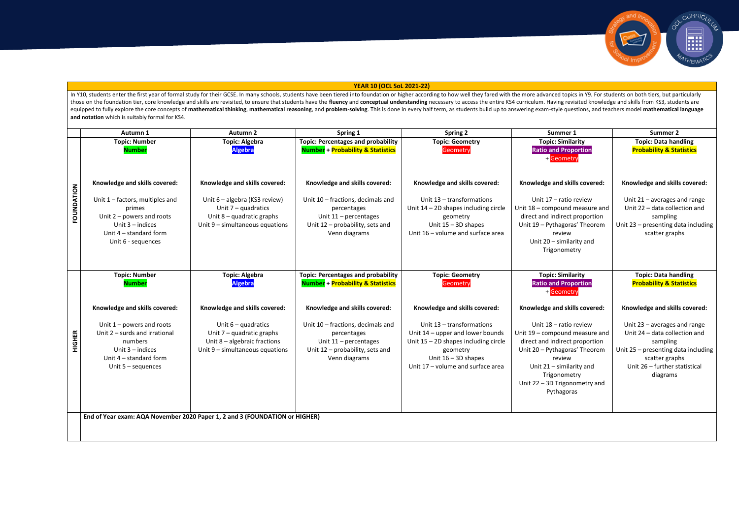## YEAR 10 (OCL SoL 2021-22)

In Y10, students enter the first year of formal study for their GCSE. In many schools, students have been tiered into foundation or higher according to how well they fared with the more advanced topics in Y9. For students on both tiers, but particularly those on the foundation tier, core knowledge and skills are revisited, to ensure that students have the **fluency** and **conceptual understanding** necessary to access the entire KS4 curriculum. Having revisited knowledge and skills from KS3, students are equipped to fully explore the core concepts of **mathematical thinking**, **mathematical reasoning**, and **problem-solving**. This is done in every half term, as students build up to answering exam-style questions, and teachers model **mathematical language and notation** which is suitably formal for KS4.

| | Autumn 1 | Autumn 2 | Spring 1 | Spring 2 | Summer 1 | Summer 2 |
|---|---|---|---|---|---|---|
| **FOUNDATION** | **Topic: Number**<br>**Number**<br><br>**Knowledge and skills covered:**<br><br>Unit 1 – factors, multiples and primes<br>Unit 2 – powers and roots<br>Unit 3 – indices<br>Unit 4 – standard form<br>Unit 6 - sequences | **Topic: Algebra**<br>**Algebra**<br><br>**Knowledge and skills covered:**<br><br>Unit 6 – algebra (KS3 review)<br>Unit 7 – quadratics<br>Unit 8 – quadratic graphs<br>Unit 9 – simultaneous equations | **Topic: Percentages and probability**<br>**Number** + **Probability & Statistics**<br><br>**Knowledge and skills covered:**<br><br>Unit 10 – fractions, decimals and percentages<br>Unit 11 – percentages<br>Unit 12 – probability, sets and Venn diagrams | **Topic: Geometry**<br>Geometry<br><br>**Knowledge and skills covered:**<br><br>Unit 13 – transformations<br>Unit 14 – 2D shapes including circle geometry<br>Unit 15 – 3D shapes<br>Unit 16 – volume and surface area | **Topic: Similarity**<br>**Ratio and Proportion** + Geometry<br><br>**Knowledge and skills covered:**<br><br>Unit 17 – ratio review<br>Unit 18 – compound measure and direct and indirect proportion<br>Unit 19 – Pythagoras' Theorem review<br>Unit 20 – similarity and Trigonometry | **Topic: Data handling**<br>**Probability & Statistics**<br><br>**Knowledge and skills covered:**<br><br>Unit 21 – averages and range<br>Unit 22 – data collection and sampling<br>Unit 23 – presenting data including scatter graphs |
| **HIGHER** | **Topic: Number**<br>**Number**<br><br>**Knowledge and skills covered:**<br><br>Unit 1 – powers and roots<br>Unit 2 – surds and irrational numbers<br>Unit 3 – indices<br>Unit 4 – standard form<br>Unit 5 – sequences | **Topic: Algebra**<br>**Algebra**<br><br>**Knowledge and skills covered:**<br><br>Unit 6 – quadratics<br>Unit 7 – quadratic graphs<br>Unit 8 – algebraic fractions<br>Unit 9 – simultaneous equations | **Topic: Percentages and probability**<br>**Number** + **Probability & Statistics**<br><br>**Knowledge and skills covered:**<br><br>Unit 10 – fractions, decimals and percentages<br>Unit 11 – percentages<br>Unit 12 – probability, sets and Venn diagrams | **Topic: Geometry**<br>Geometry<br><br>**Knowledge and skills covered:**<br><br>Unit 13 – transformations<br>Unit 14 – upper and lower bounds<br>Unit 15 – 2D shapes including circle geometry<br>Unit 16 – 3D shapes<br>Unit 17 – volume and surface area | **Topic: Similarity**<br>**Ratio and Proportion** + Geometry<br><br>**Knowledge and skills covered:**<br><br>Unit 18 – ratio review<br>Unit 19 – compound measure and direct and indirect proportion<br>Unit 20 – Pythagoras' Theorem review<br>Unit 21 – similarity and Trigonometry<br>Unit 22 – 3D Trigonometry and Pythagoras | **Topic: Data handling**<br>**Probability & Statistics**<br><br>**Knowledge and skills covered:**<br><br>Unit 23 – averages and range<br>Unit 24 – data collection and sampling<br>Unit 25 – presenting data including scatter graphs<br>Unit 26 – further statistical diagrams |
| | **End of Year exam: AQA November 2020 Paper 1, 2 and 3 (FOUNDATION or HIGHER)** | | | | | |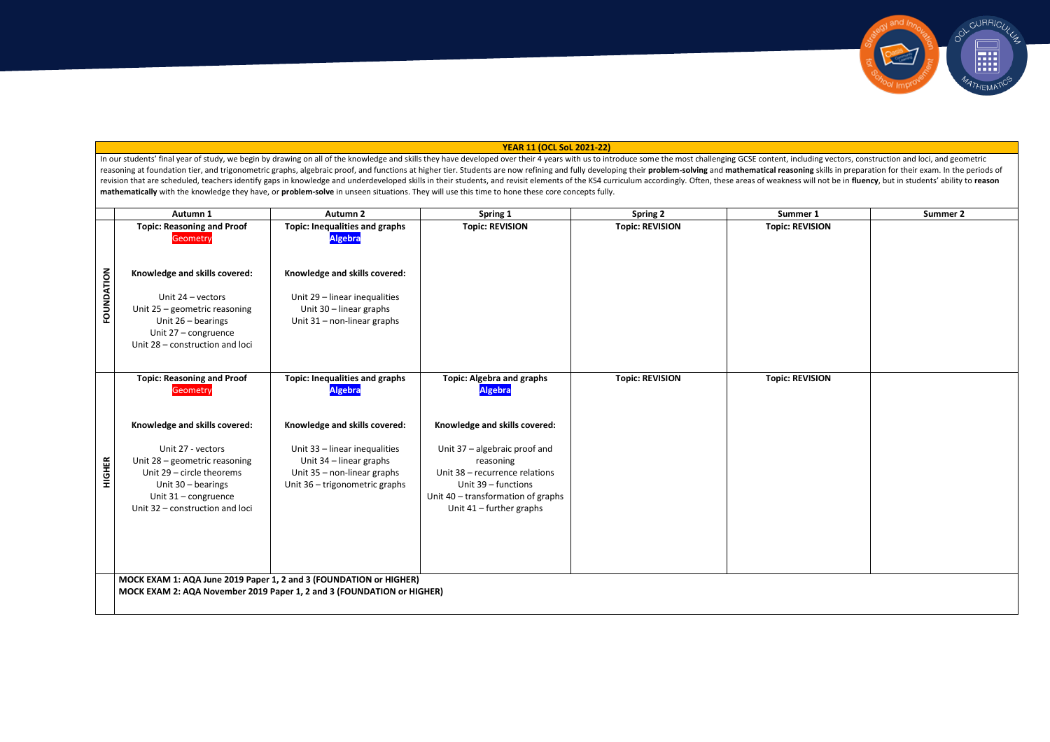## YEAR 11 (OCL SoL 2021-22)

In our students' final year of study, we begin by drawing on all of the knowledge and skills they have developed over their 4 years with us to introduce some the most challenging GCSE content, including vectors, construction and loci, and geometric reasoning at foundation tier, and trigonometric graphs, algebraic proof, and functions at higher tier. Students are now refining and fully developing their **problem-solving** and **mathematical reasoning** skills in preparation for their exam. In the periods of revision that are scheduled, teachers identify gaps in knowledge and underdeveloped skills in their students, and revisit elements of the KS4 curriculum accordingly. Often, these areas of weakness will not be in **fluency**, but in students' ability to **reason mathematically** with the knowledge they have, or **problem-solve** in unseen situations. They will use this time to hone these core concepts fully.

| | Autumn 1 | Autumn 2 | Spring 1 | Spring 2 | Summer 1 | Summer 2 |
|---|---|---|---|---|---|---|
| **FOUNDATION** | **Topic: Reasoning and Proof**<br>Geometry<br><br>**Knowledge and skills covered:**<br><br>Unit 24 – vectors<br>Unit 25 – geometric reasoning<br>Unit 26 – bearings<br>Unit 27 – congruence<br>Unit 28 – construction and loci | **Topic: Inequalities and graphs**<br>**Algebra**<br><br>**Knowledge and skills covered:**<br><br>Unit 29 – linear inequalities<br>Unit 30 – linear graphs<br>Unit 31 – non-linear graphs | **Topic: REVISION** | **Topic: REVISION** | **Topic: REVISION** | |
| **HIGHER** | **Topic: Reasoning and Proof**<br>Geometry<br><br>**Knowledge and skills covered:**<br><br>Unit 27 - vectors<br>Unit 28 – geometric reasoning<br>Unit 29 – circle theorems<br>Unit 30 – bearings<br>Unit 31 – congruence<br>Unit 32 – construction and loci | **Topic: Inequalities and graphs**<br>**Algebra**<br><br>**Knowledge and skills covered:**<br><br>Unit 33 – linear inequalities<br>Unit 34 – linear graphs<br>Unit 35 – non-linear graphs<br>Unit 36 – trigonometric graphs | **Topic: Algebra and graphs**<br>**Algebra**<br><br>**Knowledge and skills covered:**<br><br>Unit 37 – algebraic proof and reasoning<br>Unit 38 – recurrence relations<br>Unit 39 – functions<br>Unit 40 – transformation of graphs<br>Unit 41 – further graphs | **Topic: REVISION** | **Topic: REVISION** | |

**MOCK EXAM 1: AQA June 2019 Paper 1, 2 and 3 (FOUNDATION or HIGHER)**
**MOCK EXAM 2: AQA November 2019 Paper 1, 2 and 3 (FOUNDATION or HIGHER)**